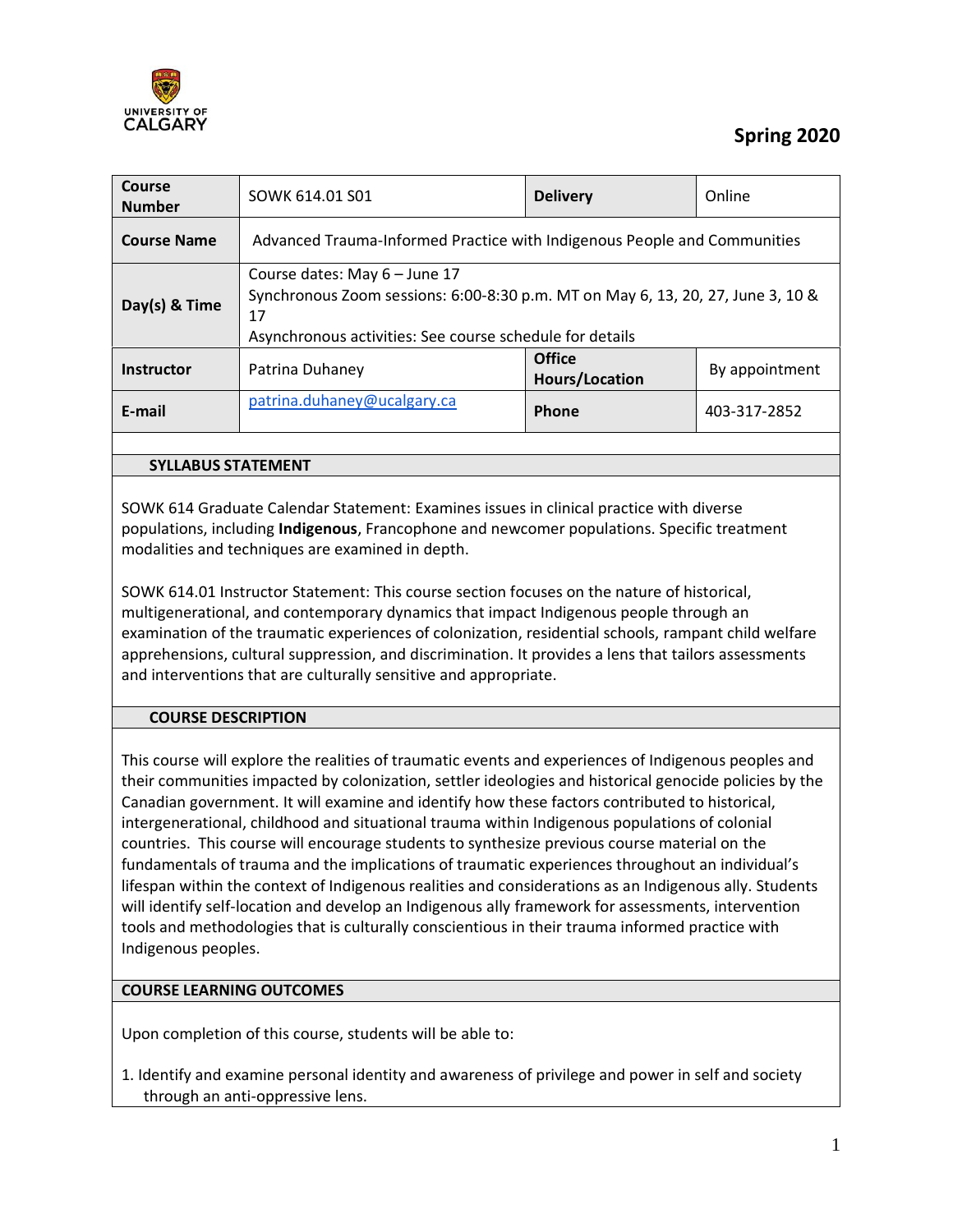UNIVERSITY OF CALGARY

**Spring 2020**

| **Course Number** | SOWK 614.01 S01 | **Delivery** | Online |
|---|---|---|---|
| **Course Name** | Advanced Trauma-Informed Practice with Indigenous People and Communities | | |
| **Day(s) & Time** | Course dates: May 6 – June 17<br>Synchronous Zoom sessions: 6:00-8:30 p.m. MT on May 6, 13, 20, 27, June 3, 10 & 17<br>Asynchronous activities: See course schedule for details | | |
| **Instructor** | Patrina Duhaney | **Office Hours/Location** | By appointment |
| **E-mail** | patrina.duhaney@ucalgary.ca | **Phone** | 403-317-2852 |

## SYLLABUS STATEMENT

SOWK 614 Graduate Calendar Statement: Examines issues in clinical practice with diverse populations, including **Indigenous**, Francophone and newcomer populations. Specific treatment modalities and techniques are examined in depth.

SOWK 614.01 Instructor Statement: This course section focuses on the nature of historical, multigenerational, and contemporary dynamics that impact Indigenous people through an examination of the traumatic experiences of colonization, residential schools, rampant child welfare apprehensions, cultural suppression, and discrimination. It provides a lens that tailors assessments and interventions that are culturally sensitive and appropriate.

## COURSE DESCRIPTION

This course will explore the realities of traumatic events and experiences of Indigenous peoples and their communities impacted by colonization, settler ideologies and historical genocide policies by the Canadian government. It will examine and identify how these factors contributed to historical, intergenerational, childhood and situational trauma within Indigenous populations of colonial countries. This course will encourage students to synthesize previous course material on the fundamentals of trauma and the implications of traumatic experiences throughout an individual's lifespan within the context of Indigenous realities and considerations as an Indigenous ally. Students will identify self-location and develop an Indigenous ally framework for assessments, intervention tools and methodologies that is culturally conscientious in their trauma informed practice with Indigenous peoples.

## COURSE LEARNING OUTCOMES

Upon completion of this course, students will be able to:

1. Identify and examine personal identity and awareness of privilege and power in self and society through an anti-oppressive lens.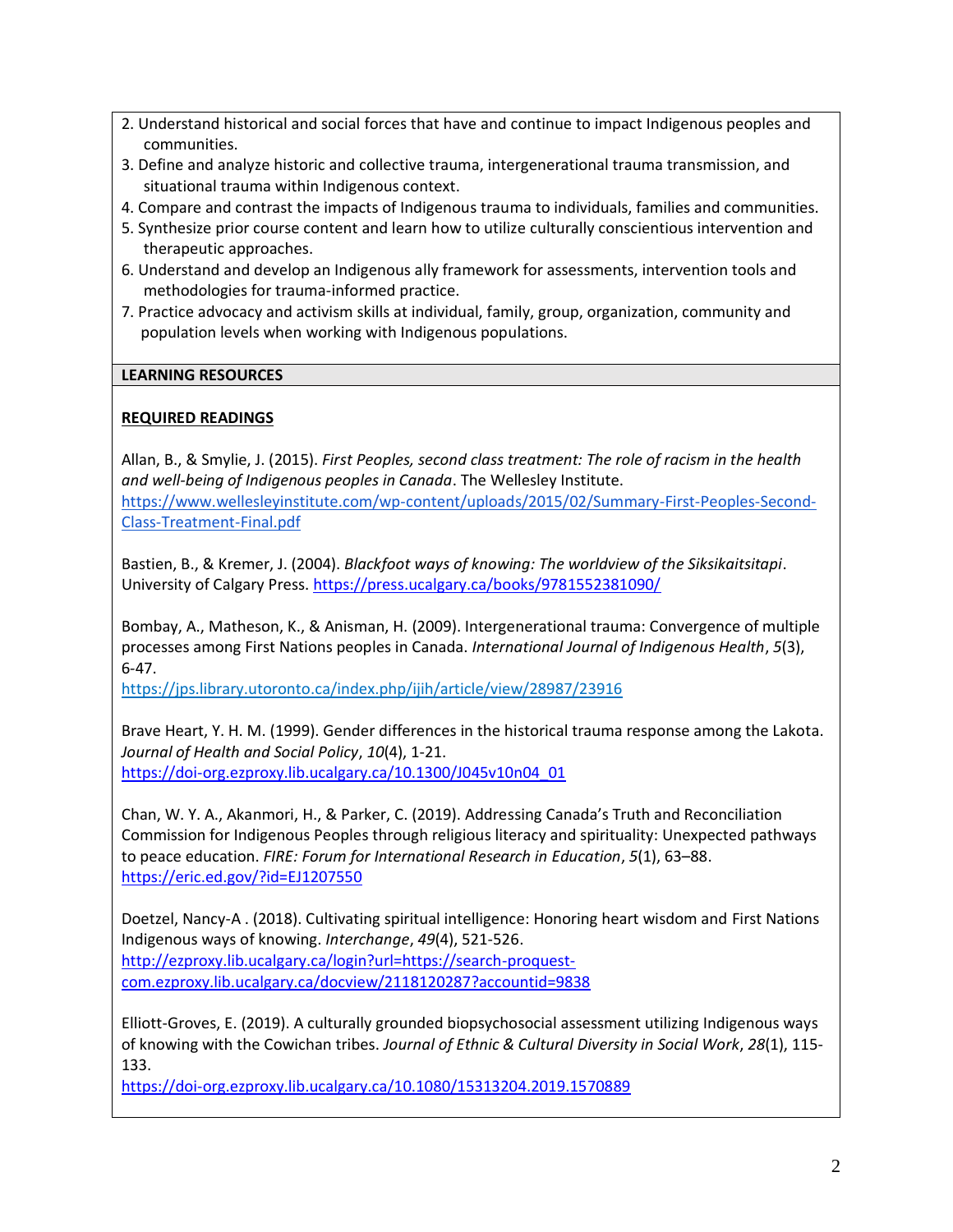2. Understand historical and social forces that have and continue to impact Indigenous peoples and communities.
3. Define and analyze historic and collective trauma, intergenerational trauma transmission, and situational trauma within Indigenous context.
4. Compare and contrast the impacts of Indigenous trauma to individuals, families and communities.
5. Synthesize prior course content and learn how to utilize culturally conscientious intervention and therapeutic approaches.
6. Understand and develop an Indigenous ally framework for assessments, intervention tools and methodologies for trauma-informed practice.
7. Practice advocacy and activism skills at individual, family, group, organization, community and population levels when working with Indigenous populations.

## LEARNING RESOURCES

### REQUIRED READINGS

Allan, B., & Smylie, J. (2015). *First Peoples, second class treatment: The role of racism in the health and well-being of Indigenous peoples in Canada*. The Wellesley Institute. https://www.wellesleyinstitute.com/wp-content/uploads/2015/02/Summary-First-Peoples-Second-Class-Treatment-Final.pdf

Bastien, B., & Kremer, J. (2004). *Blackfoot ways of knowing: The worldview of the Siksikaitsitapi*. University of Calgary Press. https://press.ucalgary.ca/books/9781552381090/

Bombay, A., Matheson, K., & Anisman, H. (2009). Intergenerational trauma: Convergence of multiple processes among First Nations peoples in Canada. *International Journal of Indigenous Health*, *5*(3), 6-47.
https://jps.library.utoronto.ca/index.php/ijih/article/view/28987/23916

Brave Heart, Y. H. M. (1999). Gender differences in the historical trauma response among the Lakota. *Journal of Health and Social Policy*, *10*(4), 1-21.
https://doi-org.ezproxy.lib.ucalgary.ca/10.1300/J045v10n04_01

Chan, W. Y. A., Akanmori, H., & Parker, C. (2019). Addressing Canada's Truth and Reconciliation Commission for Indigenous Peoples through religious literacy and spirituality: Unexpected pathways to peace education. *FIRE: Forum for International Research in Education*, *5*(1), 63–88.
https://eric.ed.gov/?id=EJ1207550

Doetzel, Nancy-A . (2018). Cultivating spiritual intelligence: Honoring heart wisdom and First Nations Indigenous ways of knowing. *Interchange*, *49*(4), 521-526.
http://ezproxy.lib.ucalgary.ca/login?url=https://search-proquest-com.ezproxy.lib.ucalgary.ca/docview/2118120287?accountid=9838

Elliott-Groves, E. (2019). A culturally grounded biopsychosocial assessment utilizing Indigenous ways of knowing with the Cowichan tribes. *Journal of Ethnic & Cultural Diversity in Social Work*, *28*(1), 115-133.
https://doi-org.ezproxy.lib.ucalgary.ca/10.1080/15313204.2019.1570889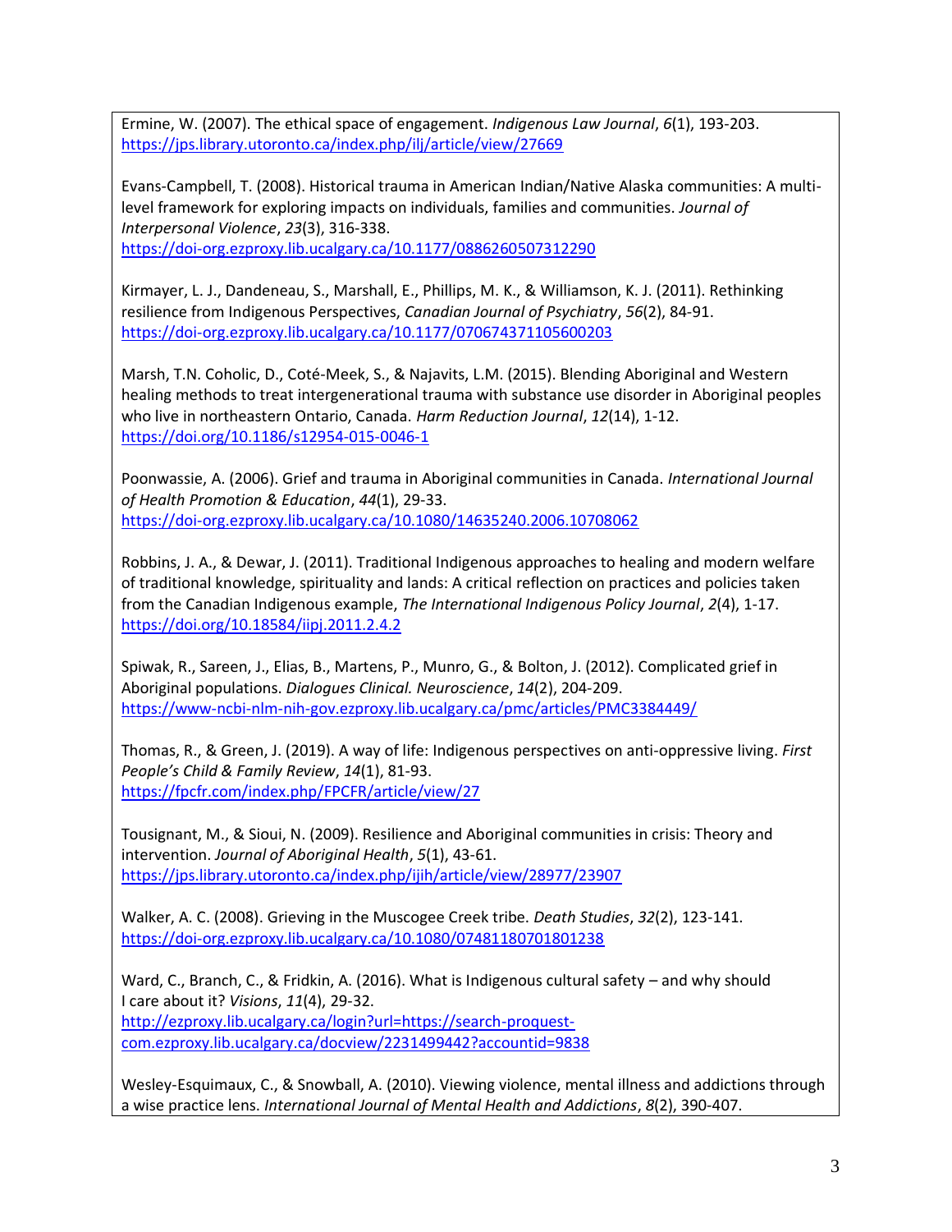Ermine, W. (2007). The ethical space of engagement. *Indigenous Law Journal*, *6*(1), 193-203. https://jps.library.utoronto.ca/index.php/ilj/article/view/27669

Evans-Campbell, T. (2008). Historical trauma in American Indian/Native Alaska communities: A multi-level framework for exploring impacts on individuals, families and communities. *Journal of Interpersonal Violence*, *23*(3), 316-338. https://doi-org.ezproxy.lib.ucalgary.ca/10.1177/0886260507312290

Kirmayer, L. J., Dandeneau, S., Marshall, E., Phillips, M. K., & Williamson, K. J. (2011). Rethinking resilience from Indigenous Perspectives, *Canadian Journal of Psychiatry*, *56*(2), 84-91. https://doi-org.ezproxy.lib.ucalgary.ca/10.1177/070674371105600203

Marsh, T.N. Coholic, D., Coté-Meek, S., & Najavits, L.M. (2015). Blending Aboriginal and Western healing methods to treat intergenerational trauma with substance use disorder in Aboriginal peoples who live in northeastern Ontario, Canada. *Harm Reduction Journal*, *12*(14), 1-12. https://doi.org/10.1186/s12954-015-0046-1

Poonwassie, A. (2006). Grief and trauma in Aboriginal communities in Canada. *International Journal of Health Promotion & Education*, *44*(1), 29-33. https://doi-org.ezproxy.lib.ucalgary.ca/10.1080/14635240.2006.10708062

Robbins, J. A., & Dewar, J. (2011). Traditional Indigenous approaches to healing and modern welfare of traditional knowledge, spirituality and lands: A critical reflection on practices and policies taken from the Canadian Indigenous example, *The International Indigenous Policy Journal*, *2*(4), 1-17. https://doi.org/10.18584/iipj.2011.2.4.2

Spiwak, R., Sareen, J., Elias, B., Martens, P., Munro, G., & Bolton, J. (2012). Complicated grief in Aboriginal populations. *Dialogues Clinical. Neuroscience*, *14*(2), 204-209. https://www-ncbi-nlm-nih-gov.ezproxy.lib.ucalgary.ca/pmc/articles/PMC3384449/

Thomas, R., & Green, J. (2019). A way of life: Indigenous perspectives on anti-oppressive living. *First People's Child & Family Review*, *14*(1), 81-93. https://fpcfr.com/index.php/FPCFR/article/view/27

Tousignant, M., & Sioui, N. (2009). Resilience and Aboriginal communities in crisis: Theory and intervention. *Journal of Aboriginal Health*, *5*(1), 43-61. https://jps.library.utoronto.ca/index.php/ijih/article/view/28977/23907

Walker, A. C. (2008). Grieving in the Muscogee Creek tribe. *Death Studies*, *32*(2), 123-141. https://doi-org.ezproxy.lib.ucalgary.ca/10.1080/07481180701801238

Ward, C., Branch, C., & Fridkin, A. (2016). What is Indigenous cultural safety – and why should I care about it? *Visions*, *11*(4), 29-32. http://ezproxy.lib.ucalgary.ca/login?url=https://search-proquest-com.ezproxy.lib.ucalgary.ca/docview/2231499442?accountid=9838

Wesley-Esquimaux, C., & Snowball, A. (2010). Viewing violence, mental illness and addictions through a wise practice lens. *International Journal of Mental Health and Addictions*, *8*(2), 390-407.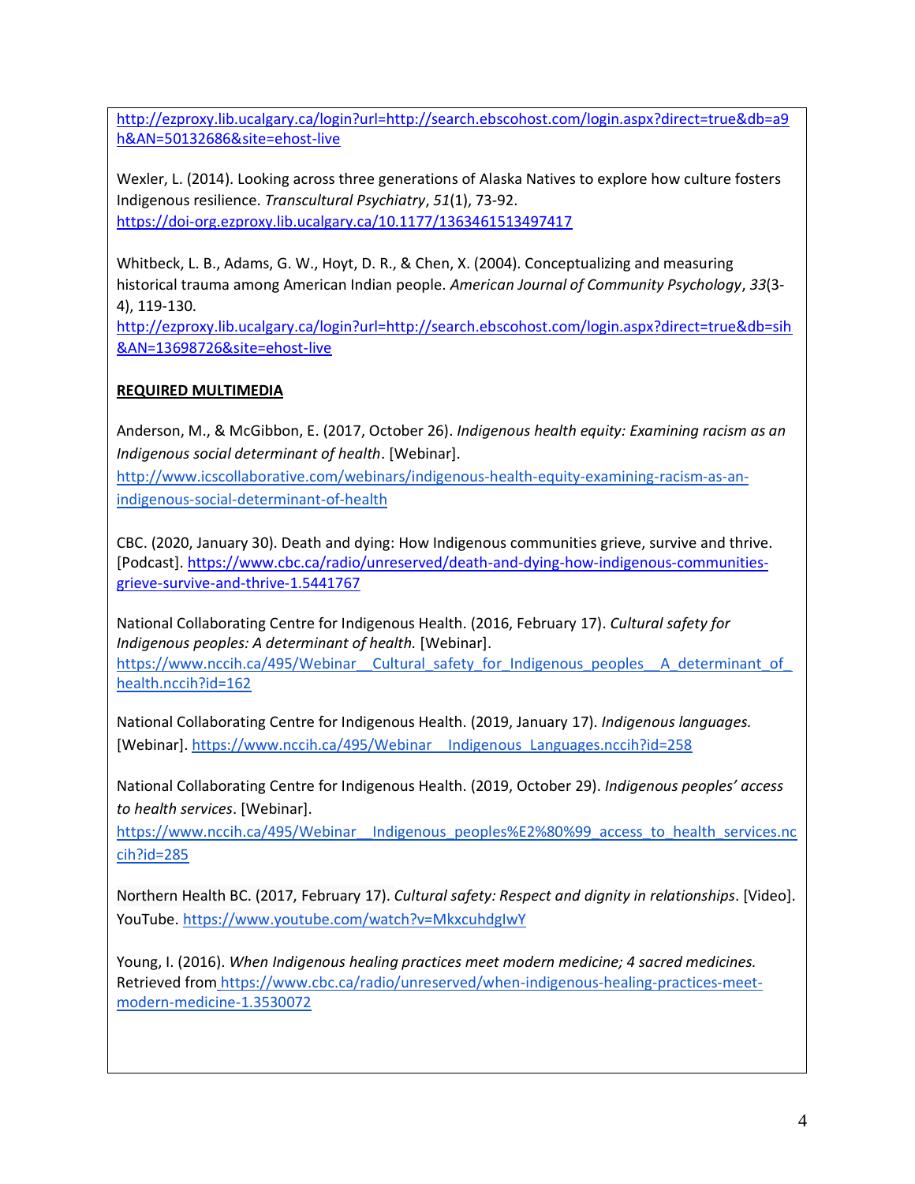http://ezproxy.lib.ucalgary.ca/login?url=http://search.ebscohost.com/login.aspx?direct=true&db=a9h&AN=50132686&site=ehost-live

Wexler, L. (2014). Looking across three generations of Alaska Natives to explore how culture fosters Indigenous resilience. *Transcultural Psychiatry*, *51*(1), 73-92. https://doi-org.ezproxy.lib.ucalgary.ca/10.1177/1363461513497417

Whitbeck, L. B., Adams, G. W., Hoyt, D. R., & Chen, X. (2004). Conceptualizing and measuring historical trauma among American Indian people. *American Journal of Community Psychology*, *33*(3-4), 119-130. http://ezproxy.lib.ucalgary.ca/login?url=http://search.ebscohost.com/login.aspx?direct=true&db=sih&AN=13698726&site=ehost-live

**REQUIRED MULTIMEDIA**

Anderson, M., & McGibbon, E. (2017, October 26). *Indigenous health equity: Examining racism as an Indigenous social determinant of health*. [Webinar]. http://www.icscollaborative.com/webinars/indigenous-health-equity-examining-racism-as-an-indigenous-social-determinant-of-health

CBC. (2020, January 30). Death and dying: How Indigenous communities grieve, survive and thrive. [Podcast]. https://www.cbc.ca/radio/unreserved/death-and-dying-how-indigenous-communities-grieve-survive-and-thrive-1.5441767

National Collaborating Centre for Indigenous Health. (2016, February 17). *Cultural safety for Indigenous peoples: A determinant of health.* [Webinar]. https://www.nccih.ca/495/Webinar__Cultural_safety_for_Indigenous_peoples__A_determinant_of_health.nccih?id=162

National Collaborating Centre for Indigenous Health. (2019, January 17). *Indigenous languages.* [Webinar]. https://www.nccih.ca/495/Webinar__Indigenous_Languages.nccih?id=258

National Collaborating Centre for Indigenous Health. (2019, October 29). *Indigenous peoples' access to health services*. [Webinar]. https://www.nccih.ca/495/Webinar__Indigenous_peoples%E2%80%99_access_to_health_services.nccih?id=285

Northern Health BC. (2017, February 17). *Cultural safety: Respect and dignity in relationships*. [Video]. YouTube. https://www.youtube.com/watch?v=MkxcuhdgIwY

Young, I. (2016). *When Indigenous healing practices meet modern medicine; 4 sacred medicines.* Retrieved from https://www.cbc.ca/radio/unreserved/when-indigenous-healing-practices-meet-modern-medicine-1.3530072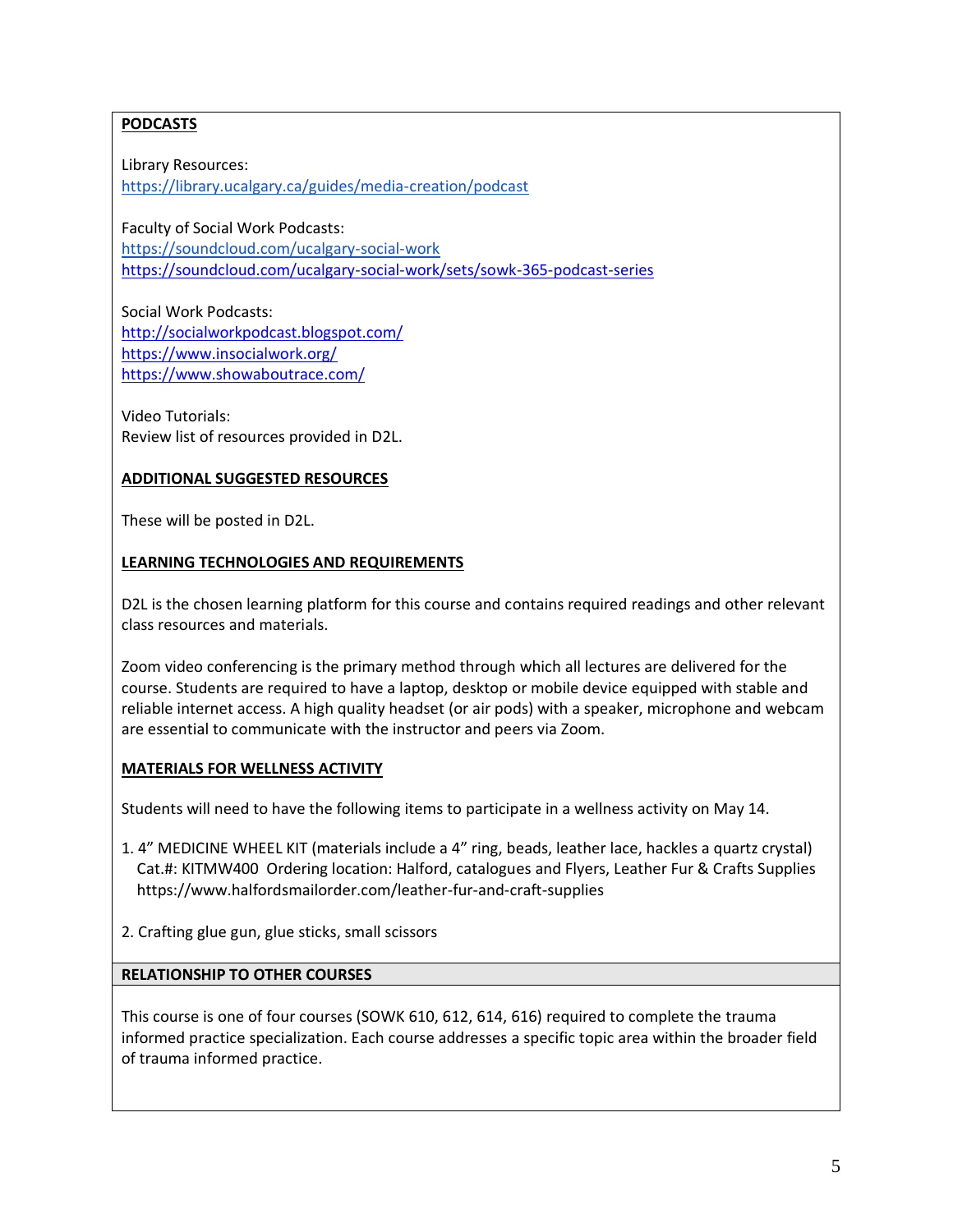## PODCASTS

Library Resources:
https://library.ucalgary.ca/guides/media-creation/podcast

Faculty of Social Work Podcasts:
https://soundcloud.com/ucalgary-social-work
https://soundcloud.com/ucalgary-social-work/sets/sowk-365-podcast-series

Social Work Podcasts:
http://socialworkpodcast.blogspot.com/
https://www.insocialwork.org/
https://www.showaboutrace.com/

Video Tutorials:
Review list of resources provided in D2L.

## ADDITIONAL SUGGESTED RESOURCES

These will be posted in D2L.

## LEARNING TECHNOLOGIES AND REQUIREMENTS

D2L is the chosen learning platform for this course and contains required readings and other relevant class resources and materials.

Zoom video conferencing is the primary method through which all lectures are delivered for the course. Students are required to have a laptop, desktop or mobile device equipped with stable and reliable internet access. A high quality headset (or air pods) with a speaker, microphone and webcam are essential to communicate with the instructor and peers via Zoom.

## MATERIALS FOR WELLNESS ACTIVITY

Students will need to have the following items to participate in a wellness activity on May 14.

1. 4" MEDICINE WHEEL KIT (materials include a 4" ring, beads, leather lace, hackles a quartz crystal) Cat.#: KITMW400 Ordering location: Halford, catalogues and Flyers, Leather Fur & Crafts Supplies https://www.halfordsmailorder.com/leather-fur-and-craft-supplies

2. Crafting glue gun, glue sticks, small scissors

## RELATIONSHIP TO OTHER COURSES

This course is one of four courses (SOWK 610, 612, 614, 616) required to complete the trauma informed practice specialization. Each course addresses a specific topic area within the broader field of trauma informed practice.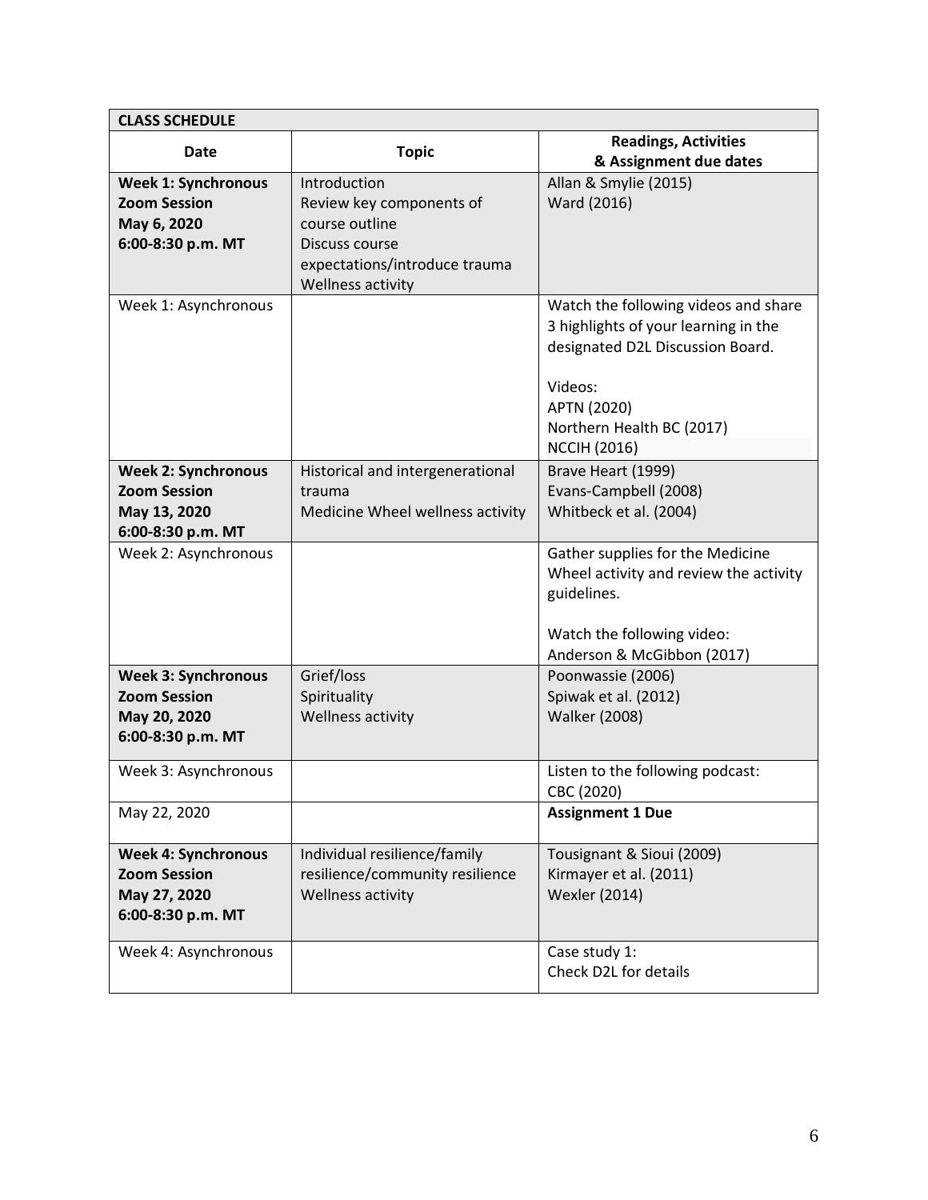| **CLASS SCHEDULE** | | |
|---|---|---|
| **Date** | **Topic** | **Readings, Activities & Assignment due dates** |
| **Week 1: Synchronous Zoom Session May 6, 2020 6:00-8:30 p.m. MT** | Introduction<br>Review key components of course outline<br>Discuss course expectations/introduce trauma<br>Wellness activity | Allan & Smylie (2015)<br>Ward (2016) |
| Week 1: Asynchronous | | Watch the following videos and share 3 highlights of your learning in the designated D2L Discussion Board.<br><br>Videos:<br>APTN (2020)<br>Northern Health BC (2017)<br>NCCIH (2016) |
| **Week 2: Synchronous Zoom Session May 13, 2020 6:00-8:30 p.m. MT** | Historical and intergenerational trauma<br>Medicine Wheel wellness activity | Brave Heart (1999)<br>Evans-Campbell (2008)<br>Whitbeck et al. (2004) |
| Week 2: Asynchronous | | Gather supplies for the Medicine Wheel activity and review the activity guidelines.<br><br>Watch the following video:<br>Anderson & McGibbon (2017) |
| **Week 3: Synchronous Zoom Session May 20, 2020 6:00-8:30 p.m. MT** | Grief/loss<br>Spirituality<br>Wellness activity | Poonwassie (2006)<br>Spiwak et al. (2012)<br>Walker (2008) |
| Week 3: Asynchronous | | Listen to the following podcast:<br>CBC (2020) |
| May 22, 2020 | | **Assignment 1 Due** |
| **Week 4: Synchronous Zoom Session May 27, 2020 6:00-8:30 p.m. MT** | Individual resilience/family resilience/community resilience<br>Wellness activity | Tousignant & Sioui (2009)<br>Kirmayer et al. (2011)<br>Wexler (2014) |
| Week 4: Asynchronous | | Case study 1:<br>Check D2L for details |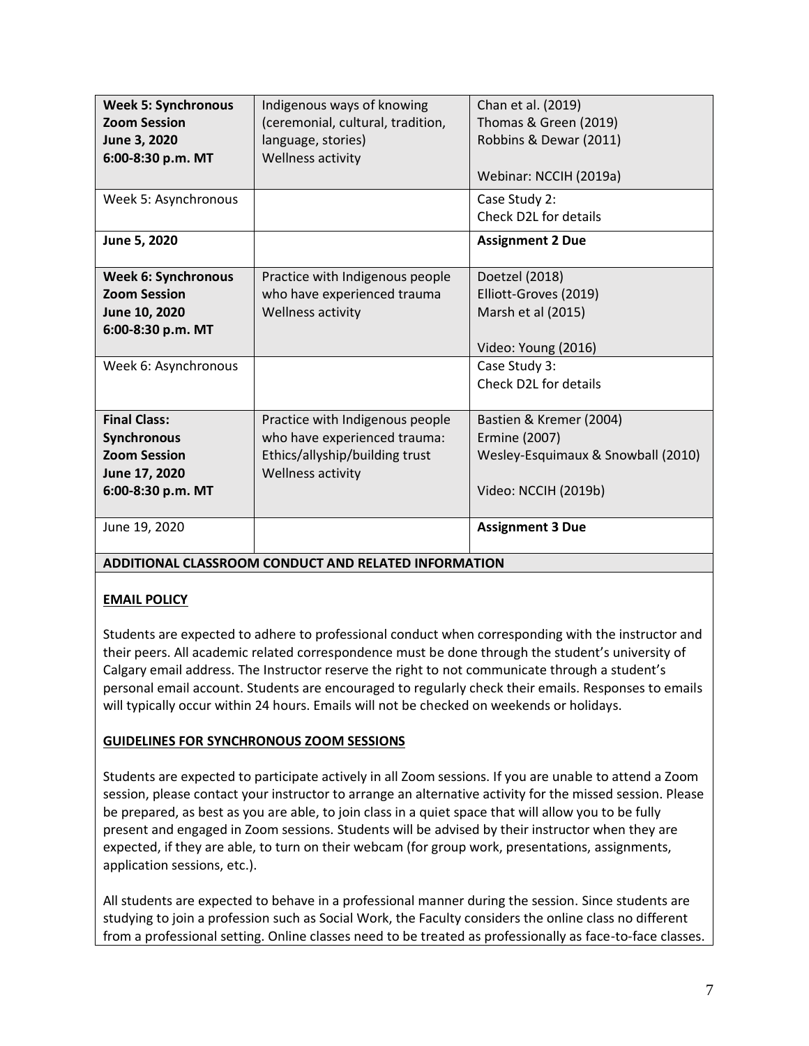| **Week 5: Synchronous Zoom Session June 3, 2020 6:00-8:30 p.m. MT** | Indigenous ways of knowing (ceremonial, cultural, tradition, language, stories) Wellness activity | Chan et al. (2019) Thomas & Green (2019) Robbins & Dewar (2011) Webinar: NCCIH (2019a) |
|---|---|---|
| Week 5: Asynchronous | | Case Study 2: Check D2L for details |
| **June 5, 2020** | | **Assignment 2 Due** |
| **Week 6: Synchronous Zoom Session June 10, 2020 6:00-8:30 p.m. MT** | Practice with Indigenous people who have experienced trauma Wellness activity | Doetzel (2018) Elliott-Groves (2019) Marsh et al (2015) Video: Young (2016) |
| Week 6: Asynchronous | | Case Study 3: Check D2L for details |
| **Final Class: Synchronous Zoom Session June 17, 2020 6:00-8:30 p.m. MT** | Practice with Indigenous people who have experienced trauma: Ethics/allyship/building trust Wellness activity | Bastien & Kremer (2004) Ermine (2007) Wesley-Esquimaux & Snowball (2010) Video: NCCIH (2019b) |
| June 19, 2020 | | **Assignment 3 Due** |

## ADDITIONAL CLASSROOM CONDUCT AND RELATED INFORMATION

### EMAIL POLICY

Students are expected to adhere to professional conduct when corresponding with the instructor and their peers. All academic related correspondence must be done through the student's university of Calgary email address. The Instructor reserve the right to not communicate through a student's personal email account. Students are encouraged to regularly check their emails. Responses to emails will typically occur within 24 hours. Emails will not be checked on weekends or holidays.

### GUIDELINES FOR SYNCHRONOUS ZOOM SESSIONS

Students are expected to participate actively in all Zoom sessions. If you are unable to attend a Zoom session, please contact your instructor to arrange an alternative activity for the missed session. Please be prepared, as best as you are able, to join class in a quiet space that will allow you to be fully present and engaged in Zoom sessions. Students will be advised by their instructor when they are expected, if they are able, to turn on their webcam (for group work, presentations, assignments, application sessions, etc.).

All students are expected to behave in a professional manner during the session. Since students are studying to join a profession such as Social Work, the Faculty considers the online class no different from a professional setting. Online classes need to be treated as professionally as face-to-face classes.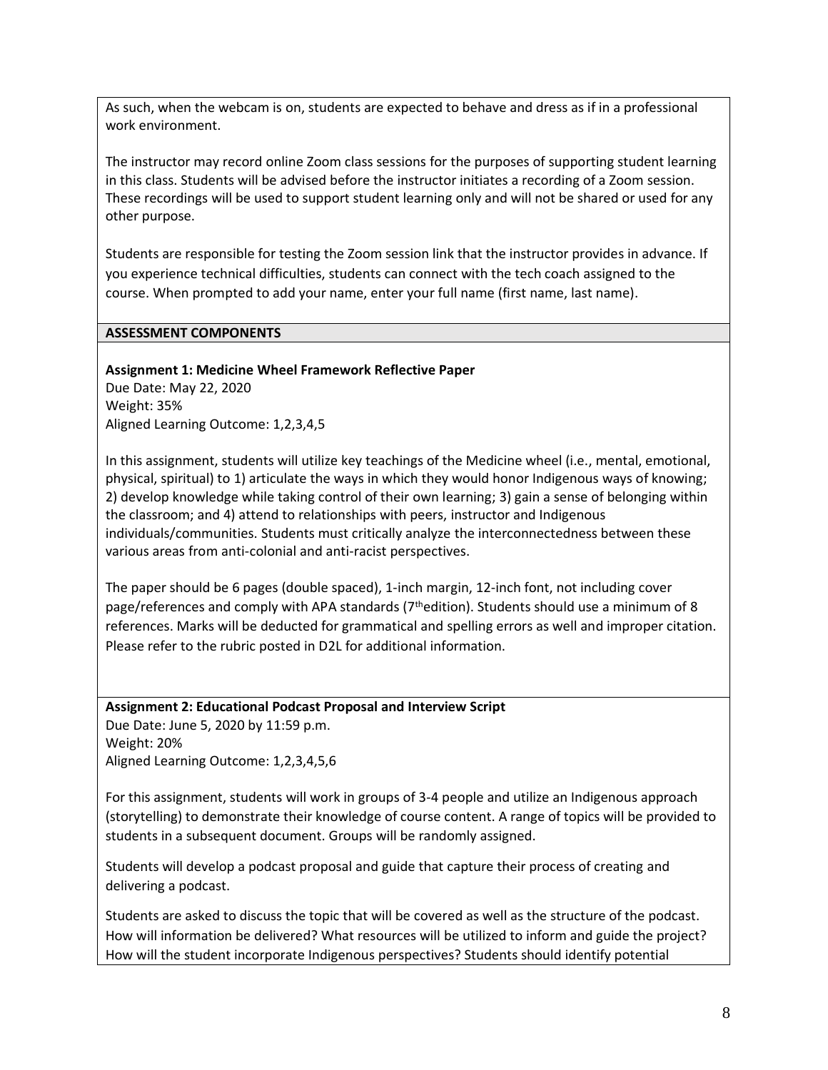As such, when the webcam is on, students are expected to behave and dress as if in a professional work environment.

The instructor may record online Zoom class sessions for the purposes of supporting student learning in this class. Students will be advised before the instructor initiates a recording of a Zoom session. These recordings will be used to support student learning only and will not be shared or used for any other purpose.

Students are responsible for testing the Zoom session link that the instructor provides in advance. If you experience technical difficulties, students can connect with the tech coach assigned to the course. When prompted to add your name, enter your full name (first name, last name).

## ASSESSMENT COMPONENTS

**Assignment 1: Medicine Wheel Framework Reflective Paper**
Due Date: May 22, 2020
Weight: 35%
Aligned Learning Outcome: 1,2,3,4,5

In this assignment, students will utilize key teachings of the Medicine wheel (i.e., mental, emotional, physical, spiritual) to 1) articulate the ways in which they would honor Indigenous ways of knowing; 2) develop knowledge while taking control of their own learning; 3) gain a sense of belonging within the classroom; and 4) attend to relationships with peers, instructor and Indigenous individuals/communities. Students must critically analyze the interconnectedness between these various areas from anti-colonial and anti-racist perspectives.

The paper should be 6 pages (double spaced), 1-inch margin, 12-inch font, not including cover page/references and comply with APA standards (7th edition). Students should use a minimum of 8 references. Marks will be deducted for grammatical and spelling errors as well and improper citation. Please refer to the rubric posted in D2L for additional information.

**Assignment 2: Educational Podcast Proposal and Interview Script**
Due Date: June 5, 2020 by 11:59 p.m.
Weight: 20%
Aligned Learning Outcome: 1,2,3,4,5,6

For this assignment, students will work in groups of 3-4 people and utilize an Indigenous approach (storytelling) to demonstrate their knowledge of course content. A range of topics will be provided to students in a subsequent document. Groups will be randomly assigned.

Students will develop a podcast proposal and guide that capture their process of creating and delivering a podcast.

Students are asked to discuss the topic that will be covered as well as the structure of the podcast. How will information be delivered? What resources will be utilized to inform and guide the project? How will the student incorporate Indigenous perspectives? Students should identify potential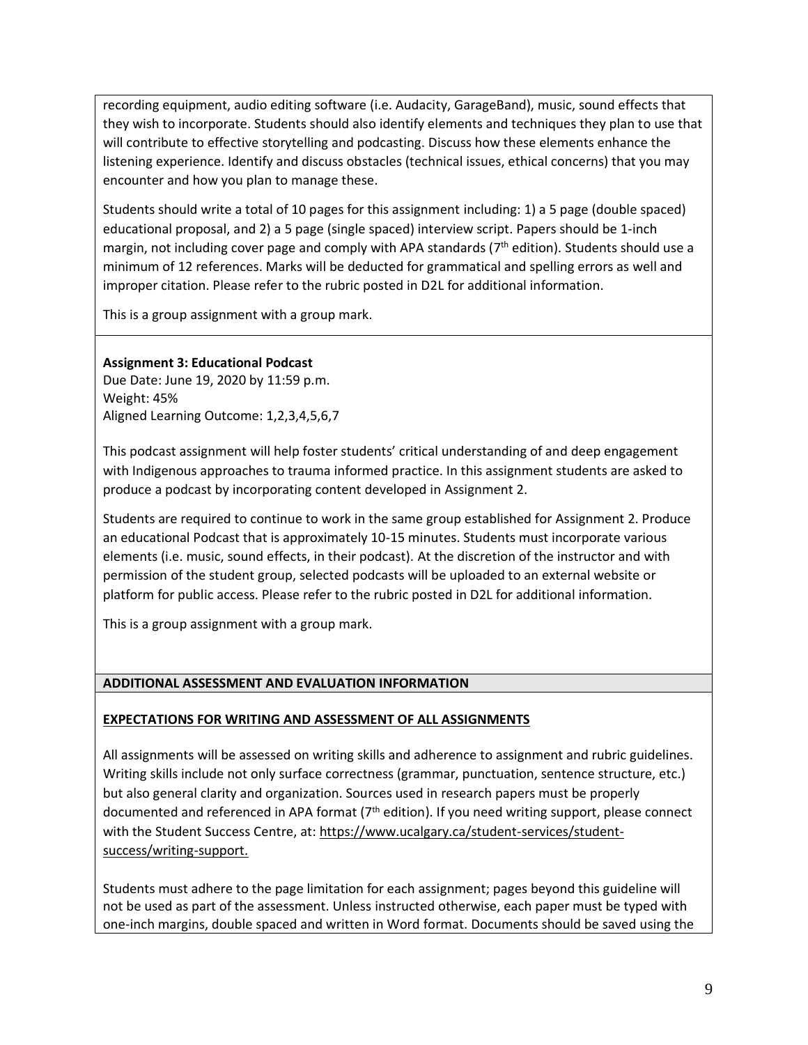recording equipment, audio editing software (i.e. Audacity, GarageBand), music, sound effects that they wish to incorporate. Students should also identify elements and techniques they plan to use that will contribute to effective storytelling and podcasting. Discuss how these elements enhance the listening experience. Identify and discuss obstacles (technical issues, ethical concerns) that you may encounter and how you plan to manage these.

Students should write a total of 10 pages for this assignment including: 1) a 5 page (double spaced) educational proposal, and 2) a 5 page (single spaced) interview script. Papers should be 1-inch margin, not including cover page and comply with APA standards (7th edition). Students should use a minimum of 12 references. Marks will be deducted for grammatical and spelling errors as well and improper citation. Please refer to the rubric posted in D2L for additional information.

This is a group assignment with a group mark.

**Assignment 3: Educational Podcast**
Due Date: June 19, 2020 by 11:59 p.m.
Weight: 45%
Aligned Learning Outcome: 1,2,3,4,5,6,7

This podcast assignment will help foster students' critical understanding of and deep engagement with Indigenous approaches to trauma informed practice. In this assignment students are asked to produce a podcast by incorporating content developed in Assignment 2.

Students are required to continue to work in the same group established for Assignment 2. Produce an educational Podcast that is approximately 10-15 minutes. Students must incorporate various elements (i.e. music, sound effects, in their podcast). At the discretion of the instructor and with permission of the student group, selected podcasts will be uploaded to an external website or platform for public access. Please refer to the rubric posted in D2L for additional information.

This is a group assignment with a group mark.

## ADDITIONAL ASSESSMENT AND EVALUATION INFORMATION

**EXPECTATIONS FOR WRITING AND ASSESSMENT OF ALL ASSIGNMENTS**

All assignments will be assessed on writing skills and adherence to assignment and rubric guidelines. Writing skills include not only surface correctness (grammar, punctuation, sentence structure, etc.) but also general clarity and organization. Sources used in research papers must be properly documented and referenced in APA format (7th edition). If you need writing support, please connect with the Student Success Centre, at: https://www.ucalgary.ca/student-services/student-success/writing-support.

Students must adhere to the page limitation for each assignment; pages beyond this guideline will not be used as part of the assessment. Unless instructed otherwise, each paper must be typed with one-inch margins, double spaced and written in Word format. Documents should be saved using the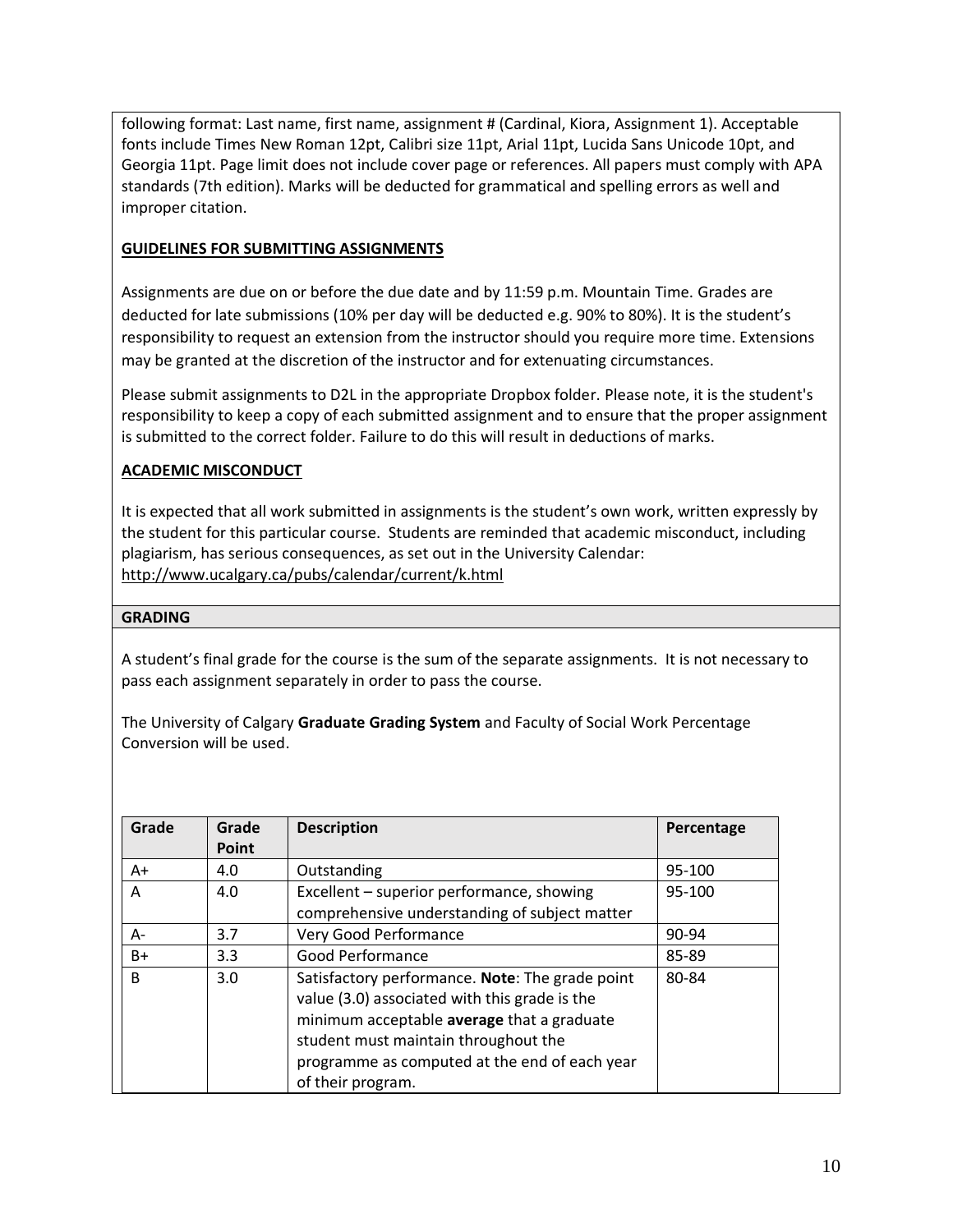following format: Last name, first name, assignment # (Cardinal, Kiora, Assignment 1). Acceptable fonts include Times New Roman 12pt, Calibri size 11pt, Arial 11pt, Lucida Sans Unicode 10pt, and Georgia 11pt. Page limit does not include cover page or references. All papers must comply with APA standards (7th edition). Marks will be deducted for grammatical and spelling errors as well and improper citation.

**GUIDELINES FOR SUBMITTING ASSIGNMENTS**

Assignments are due on or before the due date and by 11:59 p.m. Mountain Time. Grades are deducted for late submissions (10% per day will be deducted e.g. 90% to 80%). It is the student's responsibility to request an extension from the instructor should you require more time. Extensions may be granted at the discretion of the instructor and for extenuating circumstances.

Please submit assignments to D2L in the appropriate Dropbox folder. Please note, it is the student's responsibility to keep a copy of each submitted assignment and to ensure that the proper assignment is submitted to the correct folder. Failure to do this will result in deductions of marks.

**ACADEMIC MISCONDUCT**

It is expected that all work submitted in assignments is the student's own work, written expressly by the student for this particular course. Students are reminded that academic misconduct, including plagiarism, has serious consequences, as set out in the University Calendar: http://www.ucalgary.ca/pubs/calendar/current/k.html

**GRADING**

A student's final grade for the course is the sum of the separate assignments. It is not necessary to pass each assignment separately in order to pass the course.

The University of Calgary **Graduate Grading System** and Faculty of Social Work Percentage Conversion will be used.

| Grade | Grade Point | Description | Percentage |
|---|---|---|---|
| A+ | 4.0 | Outstanding | 95-100 |
| A | 4.0 | Excellent – superior performance, showing comprehensive understanding of subject matter | 95-100 |
| A- | 3.7 | Very Good Performance | 90-94 |
| B+ | 3.3 | Good Performance | 85-89 |
| B | 3.0 | Satisfactory performance. **Note**: The grade point value (3.0) associated with this grade is the minimum acceptable **average** that a graduate student must maintain throughout the programme as computed at the end of each year of their program. | 80-84 |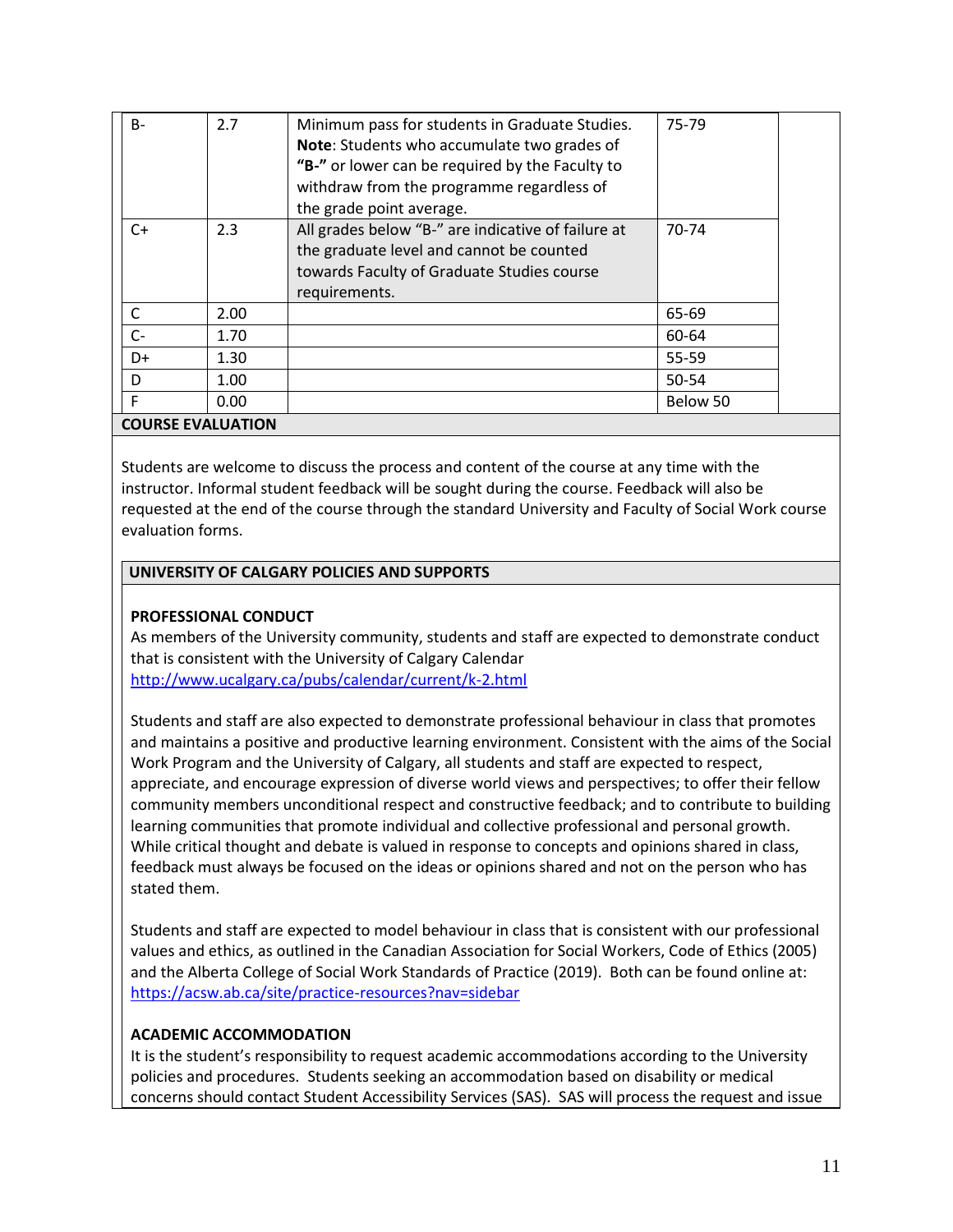| B- | 2.7 | Minimum pass for students in Graduate Studies. **Note**: Students who accumulate two grades of **"B-"** or lower can be required by the Faculty to withdraw from the programme regardless of the grade point average. | 75-79 |
|---|---|---|---|
| C+ | 2.3 | All grades below "B-" are indicative of failure at the graduate level and cannot be counted towards Faculty of Graduate Studies course requirements. | 70-74 |
| C | 2.00 | | 65-69 |
| C- | 1.70 | | 60-64 |
| D+ | 1.30 | | 55-59 |
| D | 1.00 | | 50-54 |
| F | 0.00 | | Below 50 |

## COURSE EVALUATION

Students are welcome to discuss the process and content of the course at any time with the instructor. Informal student feedback will be sought during the course. Feedback will also be requested at the end of the course through the standard University and Faculty of Social Work course evaluation forms.

## UNIVERSITY OF CALGARY POLICIES AND SUPPORTS

### PROFESSIONAL CONDUCT

As members of the University community, students and staff are expected to demonstrate conduct that is consistent with the University of Calgary Calendar http://www.ucalgary.ca/pubs/calendar/current/k-2.html

Students and staff are also expected to demonstrate professional behaviour in class that promotes and maintains a positive and productive learning environment. Consistent with the aims of the Social Work Program and the University of Calgary, all students and staff are expected to respect, appreciate, and encourage expression of diverse world views and perspectives; to offer their fellow community members unconditional respect and constructive feedback; and to contribute to building learning communities that promote individual and collective professional and personal growth. While critical thought and debate is valued in response to concepts and opinions shared in class, feedback must always be focused on the ideas or opinions shared and not on the person who has stated them.

Students and staff are expected to model behaviour in class that is consistent with our professional values and ethics, as outlined in the Canadian Association for Social Workers, Code of Ethics (2005) and the Alberta College of Social Work Standards of Practice (2019). Both can be found online at: https://acsw.ab.ca/site/practice-resources?nav=sidebar

### ACADEMIC ACCOMMODATION

It is the student's responsibility to request academic accommodations according to the University policies and procedures. Students seeking an accommodation based on disability or medical concerns should contact Student Accessibility Services (SAS). SAS will process the request and issue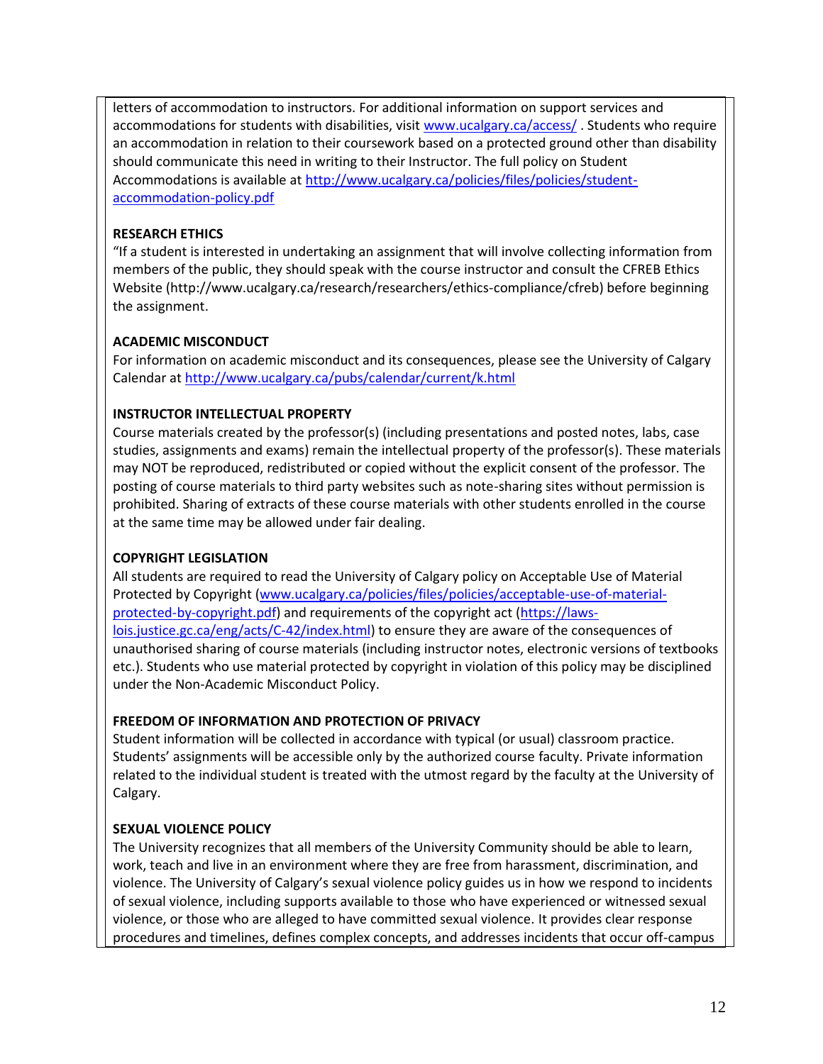letters of accommodation to instructors. For additional information on support services and accommodations for students with disabilities, visit [www.ucalgary.ca/access/](www.ucalgary.ca/access/) . Students who require an accommodation in relation to their coursework based on a protected ground other than disability should communicate this need in writing to their Instructor. The full policy on Student Accommodations is available at [http://www.ucalgary.ca/policies/files/policies/student-accommodation-policy.pdf](http://www.ucalgary.ca/policies/files/policies/student-accommodation-policy.pdf)

**RESEARCH ETHICS**

"If a student is interested in undertaking an assignment that will involve collecting information from members of the public, they should speak with the course instructor and consult the CFREB Ethics Website (http://www.ucalgary.ca/research/researchers/ethics-compliance/cfreb) before beginning the assignment.

**ACADEMIC MISCONDUCT**

For information on academic misconduct and its consequences, please see the University of Calgary Calendar at [http://www.ucalgary.ca/pubs/calendar/current/k.html](http://www.ucalgary.ca/pubs/calendar/current/k.html)

**INSTRUCTOR INTELLECTUAL PROPERTY**

Course materials created by the professor(s) (including presentations and posted notes, labs, case studies, assignments and exams) remain the intellectual property of the professor(s). These materials may NOT be reproduced, redistributed or copied without the explicit consent of the professor. The posting of course materials to third party websites such as note-sharing sites without permission is prohibited. Sharing of extracts of these course materials with other students enrolled in the course at the same time may be allowed under fair dealing.

**COPYRIGHT LEGISLATION**

All students are required to read the University of Calgary policy on Acceptable Use of Material Protected by Copyright ([www.ucalgary.ca/policies/files/policies/acceptable-use-of-material-protected-by-copyright.pdf](www.ucalgary.ca/policies/files/policies/acceptable-use-of-material-protected-by-copyright.pdf)) and requirements of the copyright act ([https://laws-lois.justice.gc.ca/eng/acts/C-42/index.html](https://laws-lois.justice.gc.ca/eng/acts/C-42/index.html)) to ensure they are aware of the consequences of unauthorised sharing of course materials (including instructor notes, electronic versions of textbooks etc.). Students who use material protected by copyright in violation of this policy may be disciplined under the Non-Academic Misconduct Policy.

**FREEDOM OF INFORMATION AND PROTECTION OF PRIVACY**

Student information will be collected in accordance with typical (or usual) classroom practice. Students' assignments will be accessible only by the authorized course faculty. Private information related to the individual student is treated with the utmost regard by the faculty at the University of Calgary.

**SEXUAL VIOLENCE POLICY**

The University recognizes that all members of the University Community should be able to learn, work, teach and live in an environment where they are free from harassment, discrimination, and violence. The University of Calgary's sexual violence policy guides us in how we respond to incidents of sexual violence, including supports available to those who have experienced or witnessed sexual violence, or those who are alleged to have committed sexual violence. It provides clear response procedures and timelines, defines complex concepts, and addresses incidents that occur off-campus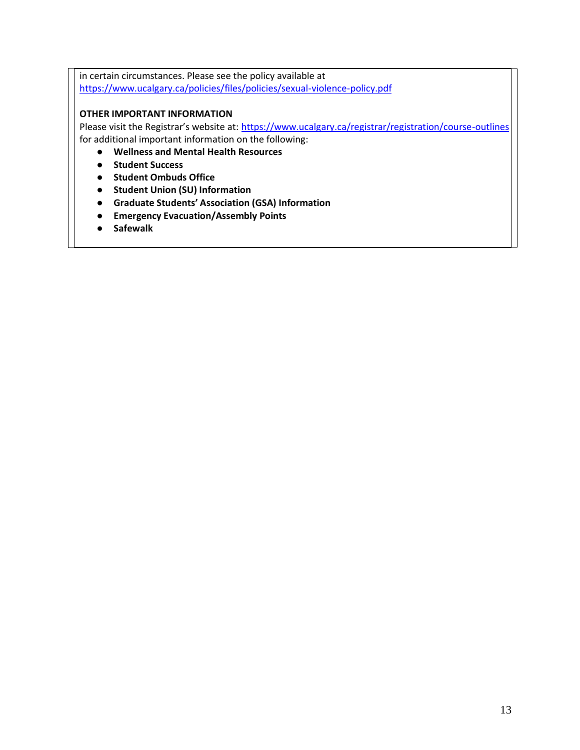in certain circumstances. Please see the policy available at https://www.ucalgary.ca/policies/files/policies/sexual-violence-policy.pdf

**OTHER IMPORTANT INFORMATION**

Please visit the Registrar's website at: https://www.ucalgary.ca/registrar/registration/course-outlines for additional important information on the following:

- **Wellness and Mental Health Resources**
- **Student Success**
- **Student Ombuds Office**
- **Student Union (SU) Information**
- **Graduate Students' Association (GSA) Information**
- **Emergency Evacuation/Assembly Points**
- **Safewalk**